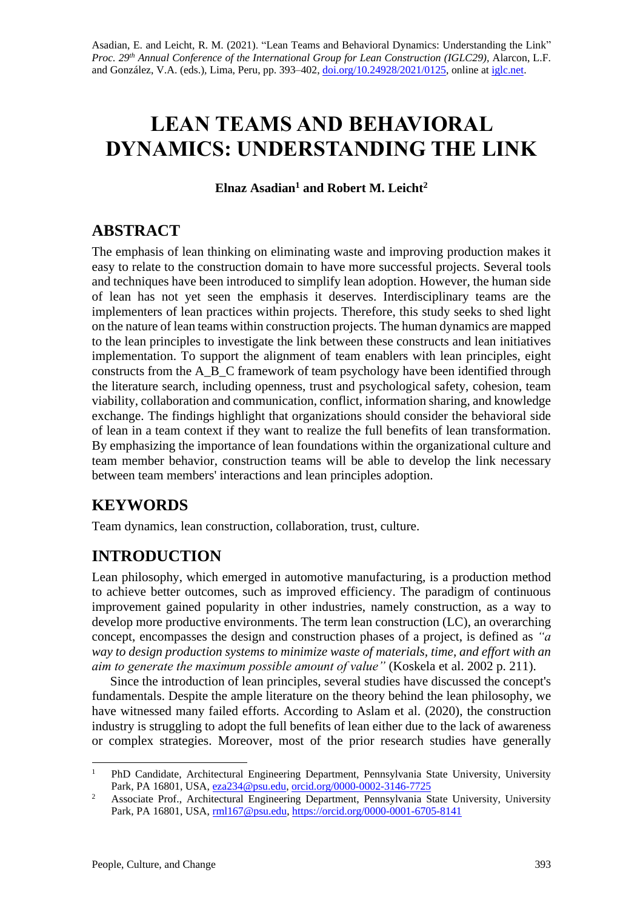Asadian, E. and Leicht, R. M. (2021). "Lean Teams and Behavioral Dynamics: Understanding the Link" *Proc. 29th Annual Conference of the International Group for Lean Construction (IGLC29),* Alarcon, L.F. and González, V.A. (eds.), Lima, Peru, pp. 393–402, doi.org/10.24928/2021/0125, online at iglc.net.

# LEAN TEAMS AND BEHAVIORAL DYNAMICS: UNDERSTANDING THE LINK

**Elnaz Asadian[1] and Robert M. Leicht[2]**

## ABSTRACT

The emphasis of lean thinking on eliminating waste and improving production makes it easy to relate to the construction domain to have more successful projects. Several tools and techniques have been introduced to simplify lean adoption. However, the human side of lean has not yet seen the emphasis it deserves. Interdisciplinary teams are the implementers of lean practices within projects. Therefore, this study seeks to shed light on the nature of lean teams within construction projects. The human dynamics are mapped to the lean principles to investigate the link between these constructs and lean initiatives implementation. To support the alignment of team enablers with lean principles, eight constructs from the A_B_C framework of team psychology have been identified through the literature search, including openness, trust and psychological safety, cohesion, team viability, collaboration and communication, conflict, information sharing, and knowledge exchange. The findings highlight that organizations should consider the behavioral side of lean in a team context if they want to realize the full benefits of lean transformation. By emphasizing the importance of lean foundations within the organizational culture and team member behavior, construction teams will be able to develop the link necessary between team members' interactions and lean principles adoption.

## KEYWORDS

Team dynamics, lean construction, collaboration, trust, culture.

## INTRODUCTION

Lean philosophy, which emerged in automotive manufacturing, is a production method to achieve better outcomes, such as improved efficiency. The paradigm of continuous improvement gained popularity in other industries, namely construction, as a way to develop more productive environments. The term lean construction (LC), an overarching concept, encompasses the design and construction phases of a project, is defined as *"a way to design production systems to minimize waste of materials, time, and effort with an aim to generate the maximum possible amount of value"* (Koskela et al. 2002 p. 211).

Since the introduction of lean principles, several studies have discussed the concept's fundamentals. Despite the ample literature on the theory behind the lean philosophy, we have witnessed many failed efforts. According to Aslam et al. (2020), the construction industry is struggling to adopt the full benefits of lean either due to the lack of awareness or complex strategies. Moreover, most of the prior research studies have generally

---

[1] PhD Candidate, Architectural Engineering Department, Pennsylvania State University, University Park, PA 16801, USA, eza234@psu.edu, orcid.org/0000-0002-3146-7725

[2] Associate Prof., Architectural Engineering Department, Pennsylvania State University, University Park, PA 16801, USA, rml167@psu.edu, https://orcid.org/0000-0001-6705-8141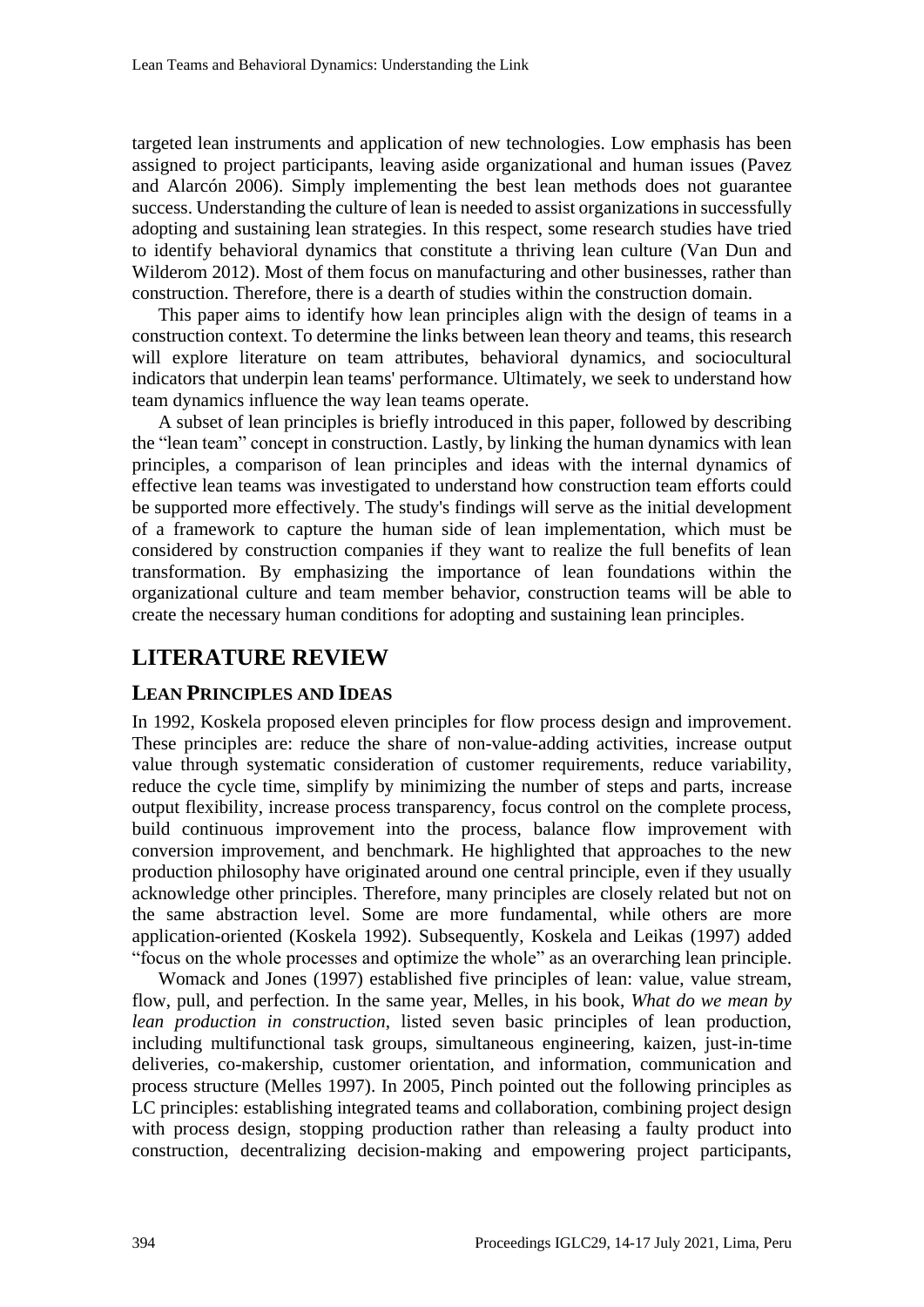targeted lean instruments and application of new technologies. Low emphasis has been assigned to project participants, leaving aside organizational and human issues (Pavez and Alarcón 2006). Simply implementing the best lean methods does not guarantee success. Understanding the culture of lean is needed to assist organizations in successfully adopting and sustaining lean strategies. In this respect, some research studies have tried to identify behavioral dynamics that constitute a thriving lean culture (Van Dun and Wilderom 2012). Most of them focus on manufacturing and other businesses, rather than construction. Therefore, there is a dearth of studies within the construction domain.

This paper aims to identify how lean principles align with the design of teams in a construction context. To determine the links between lean theory and teams, this research will explore literature on team attributes, behavioral dynamics, and sociocultural indicators that underpin lean teams' performance. Ultimately, we seek to understand how team dynamics influence the way lean teams operate.

A subset of lean principles is briefly introduced in this paper, followed by describing the "lean team" concept in construction. Lastly, by linking the human dynamics with lean principles, a comparison of lean principles and ideas with the internal dynamics of effective lean teams was investigated to understand how construction team efforts could be supported more effectively. The study's findings will serve as the initial development of a framework to capture the human side of lean implementation, which must be considered by construction companies if they want to realize the full benefits of lean transformation. By emphasizing the importance of lean foundations within the organizational culture and team member behavior, construction teams will be able to create the necessary human conditions for adopting and sustaining lean principles.

# LITERATURE REVIEW

## LEAN PRINCIPLES AND IDEAS

In 1992, Koskela proposed eleven principles for flow process design and improvement. These principles are: reduce the share of non-value-adding activities, increase output value through systematic consideration of customer requirements, reduce variability, reduce the cycle time, simplify by minimizing the number of steps and parts, increase output flexibility, increase process transparency, focus control on the complete process, build continuous improvement into the process, balance flow improvement with conversion improvement, and benchmark. He highlighted that approaches to the new production philosophy have originated around one central principle, even if they usually acknowledge other principles. Therefore, many principles are closely related but not on the same abstraction level. Some are more fundamental, while others are more application-oriented (Koskela 1992). Subsequently, Koskela and Leikas (1997) added "focus on the whole processes and optimize the whole" as an overarching lean principle.

Womack and Jones (1997) established five principles of lean: value, value stream, flow, pull, and perfection. In the same year, Melles, in his book, *What do we mean by lean production in construction*, listed seven basic principles of lean production, including multifunctional task groups, simultaneous engineering, kaizen, just-in-time deliveries, co-makership, customer orientation, and information, communication and process structure (Melles 1997). In 2005, Pinch pointed out the following principles as LC principles: establishing integrated teams and collaboration, combining project design with process design, stopping production rather than releasing a faulty product into construction, decentralizing decision-making and empowering project participants,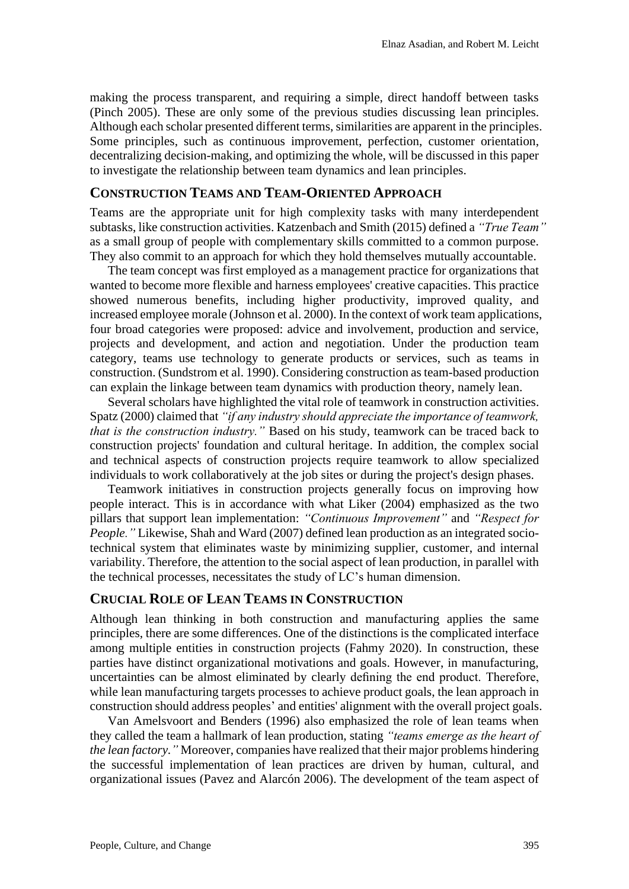making the process transparent, and requiring a simple, direct handoff between tasks (Pinch 2005). These are only some of the previous studies discussing lean principles. Although each scholar presented different terms, similarities are apparent in the principles. Some principles, such as continuous improvement, perfection, customer orientation, decentralizing decision-making, and optimizing the whole, will be discussed in this paper to investigate the relationship between team dynamics and lean principles.

## CONSTRUCTION TEAMS AND TEAM-ORIENTED APPROACH

Teams are the appropriate unit for high complexity tasks with many interdependent subtasks, like construction activities. Katzenbach and Smith (2015) defined a *"True Team"* as a small group of people with complementary skills committed to a common purpose. They also commit to an approach for which they hold themselves mutually accountable.

The team concept was first employed as a management practice for organizations that wanted to become more flexible and harness employees' creative capacities. This practice showed numerous benefits, including higher productivity, improved quality, and increased employee morale (Johnson et al. 2000). In the context of work team applications, four broad categories were proposed: advice and involvement, production and service, projects and development, and action and negotiation. Under the production team category, teams use technology to generate products or services, such as teams in construction. (Sundstrom et al. 1990). Considering construction as team-based production can explain the linkage between team dynamics with production theory, namely lean.

Several scholars have highlighted the vital role of teamwork in construction activities. Spatz (2000) claimed that *"if any industry should appreciate the importance of teamwork, that is the construction industry."* Based on his study, teamwork can be traced back to construction projects' foundation and cultural heritage. In addition, the complex social and technical aspects of construction projects require teamwork to allow specialized individuals to work collaboratively at the job sites or during the project's design phases.

Teamwork initiatives in construction projects generally focus on improving how people interact. This is in accordance with what Liker (2004) emphasized as the two pillars that support lean implementation: *"Continuous Improvement"* and *"Respect for People."* Likewise, Shah and Ward (2007) defined lean production as an integrated socio-technical system that eliminates waste by minimizing supplier, customer, and internal variability. Therefore, the attention to the social aspect of lean production, in parallel with the technical processes, necessitates the study of LC's human dimension.

## CRUCIAL ROLE OF LEAN TEAMS IN CONSTRUCTION

Although lean thinking in both construction and manufacturing applies the same principles, there are some differences. One of the distinctions is the complicated interface among multiple entities in construction projects (Fahmy 2020). In construction, these parties have distinct organizational motivations and goals. However, in manufacturing, uncertainties can be almost eliminated by clearly defining the end product. Therefore, while lean manufacturing targets processes to achieve product goals, the lean approach in construction should address peoples' and entities' alignment with the overall project goals.

Van Amelsvoort and Benders (1996) also emphasized the role of lean teams when they called the team a hallmark of lean production, stating *"teams emerge as the heart of the lean factory."* Moreover, companies have realized that their major problems hindering the successful implementation of lean practices are driven by human, cultural, and organizational issues (Pavez and Alarcón 2006). The development of the team aspect of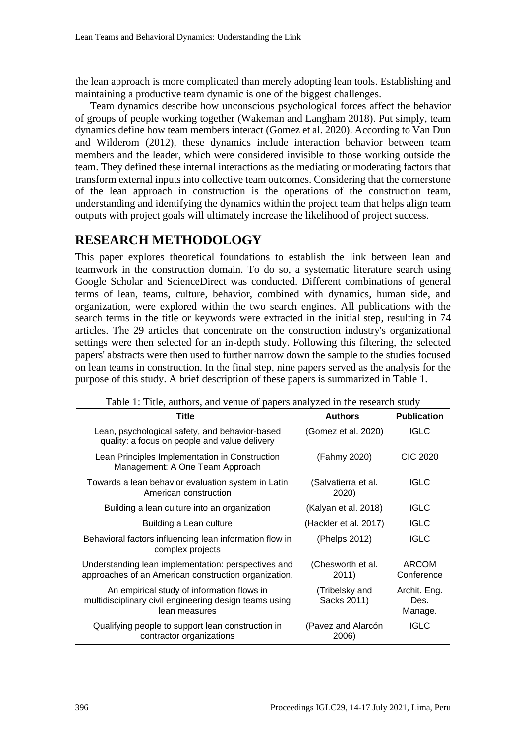the lean approach is more complicated than merely adopting lean tools. Establishing and maintaining a productive team dynamic is one of the biggest challenges.

Team dynamics describe how unconscious psychological forces affect the behavior of groups of people working together (Wakeman and Langham 2018). Put simply, team dynamics define how team members interact (Gomez et al. 2020). According to Van Dun and Wilderom (2012), these dynamics include interaction behavior between team members and the leader, which were considered invisible to those working outside the team. They defined these internal interactions as the mediating or moderating factors that transform external inputs into collective team outcomes. Considering that the cornerstone of the lean approach in construction is the operations of the construction team, understanding and identifying the dynamics within the project team that helps align team outputs with project goals will ultimately increase the likelihood of project success.

## RESEARCH METHODOLOGY

This paper explores theoretical foundations to establish the link between lean and teamwork in the construction domain. To do so, a systematic literature search using Google Scholar and ScienceDirect was conducted. Different combinations of general terms of lean, teams, culture, behavior, combined with dynamics, human side, and organization, were explored within the two search engines. All publications with the search terms in the title or keywords were extracted in the initial step, resulting in 74 articles. The 29 articles that concentrate on the construction industry's organizational settings were then selected for an in-depth study. Following this filtering, the selected papers' abstracts were then used to further narrow down the sample to the studies focused on lean teams in construction. In the final step, nine papers served as the analysis for the purpose of this study. A brief description of these papers is summarized in Table 1.

Table 1: Title, authors, and venue of papers analyzed in the research study

| Title | Authors | Publication |
|---|---|---|
| Lean, psychological safety, and behavior-based quality: a focus on people and value delivery | (Gomez et al. 2020) | IGLC |
| Lean Principles Implementation in Construction Management: A One Team Approach | (Fahmy 2020) | CIC 2020 |
| Towards a lean behavior evaluation system in Latin American construction | (Salvatierra et al. 2020) | IGLC |
| Building a lean culture into an organization | (Kalyan et al. 2018) | IGLC |
| Building a Lean culture | (Hackler et al. 2017) | IGLC |
| Behavioral factors influencing lean information flow in complex projects | (Phelps 2012) | IGLC |
| Understanding lean implementation: perspectives and approaches of an American construction organization. | (Chesworth et al. 2011) | ARCOM Conference |
| An empirical study of information flows in multidisciplinary civil engineering design teams using lean measures | (Tribelsky and Sacks 2011) | Archit. Eng. Des. Manage. |
| Qualifying people to support lean construction in contractor organizations | (Pavez and Alarcón 2006) | IGLC |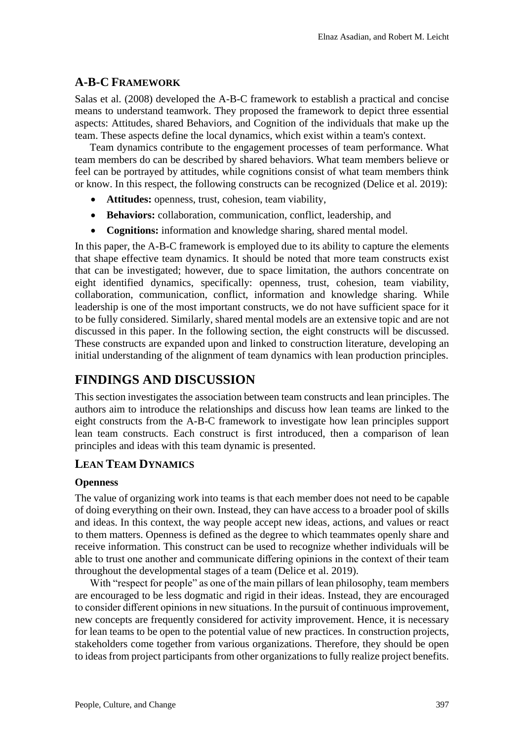## A-B-C Framework

Salas et al. (2008) developed the A-B-C framework to establish a practical and concise means to understand teamwork. They proposed the framework to depict three essential aspects: Attitudes, shared Behaviors, and Cognition of the individuals that make up the team. These aspects define the local dynamics, which exist within a team's context.

Team dynamics contribute to the engagement processes of team performance. What team members do can be described by shared behaviors. What team members believe or feel can be portrayed by attitudes, while cognitions consist of what team members think or know. In this respect, the following constructs can be recognized (Delice et al. 2019):

- **Attitudes:** openness, trust, cohesion, team viability,
- **Behaviors:** collaboration, communication, conflict, leadership, and
- **Cognitions:** information and knowledge sharing, shared mental model.

In this paper, the A-B-C framework is employed due to its ability to capture the elements that shape effective team dynamics. It should be noted that more team constructs exist that can be investigated; however, due to space limitation, the authors concentrate on eight identified dynamics, specifically: openness, trust, cohesion, team viability, collaboration, communication, conflict, information and knowledge sharing. While leadership is one of the most important constructs, we do not have sufficient space for it to be fully considered. Similarly, shared mental models are an extensive topic and are not discussed in this paper. In the following section, the eight constructs will be discussed. These constructs are expanded upon and linked to construction literature, developing an initial understanding of the alignment of team dynamics with lean production principles.

# FINDINGS AND DISCUSSION

This section investigates the association between team constructs and lean principles. The authors aim to introduce the relationships and discuss how lean teams are linked to the eight constructs from the A-B-C framework to investigate how lean principles support lean team constructs. Each construct is first introduced, then a comparison of lean principles and ideas with this team dynamic is presented.

## Lean Team Dynamics

### Openness

The value of organizing work into teams is that each member does not need to be capable of doing everything on their own. Instead, they can have access to a broader pool of skills and ideas. In this context, the way people accept new ideas, actions, and values or react to them matters. Openness is defined as the degree to which teammates openly share and receive information. This construct can be used to recognize whether individuals will be able to trust one another and communicate differing opinions in the context of their team throughout the developmental stages of a team (Delice et al. 2019).

With "respect for people" as one of the main pillars of lean philosophy, team members are encouraged to be less dogmatic and rigid in their ideas. Instead, they are encouraged to consider different opinions in new situations. In the pursuit of continuous improvement, new concepts are frequently considered for activity improvement. Hence, it is necessary for lean teams to be open to the potential value of new practices. In construction projects, stakeholders come together from various organizations. Therefore, they should be open to ideas from project participants from other organizations to fully realize project benefits.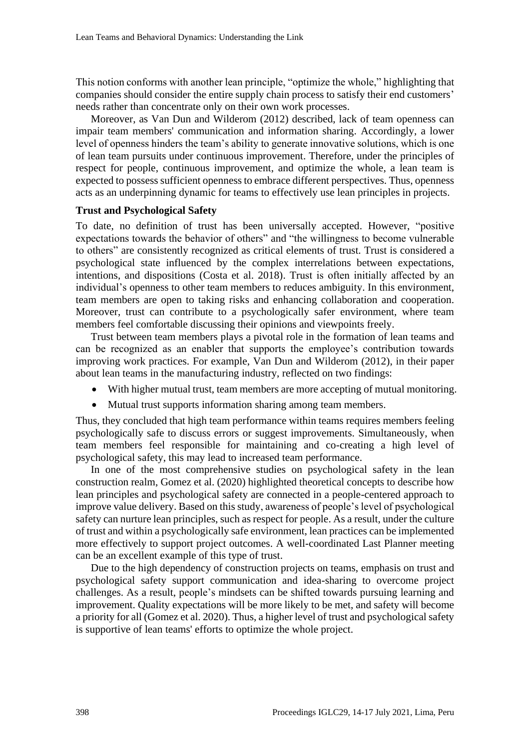This notion conforms with another lean principle, "optimize the whole," highlighting that companies should consider the entire supply chain process to satisfy their end customers' needs rather than concentrate only on their own work processes.

Moreover, as Van Dun and Wilderom (2012) described, lack of team openness can impair team members' communication and information sharing. Accordingly, a lower level of openness hinders the team's ability to generate innovative solutions, which is one of lean team pursuits under continuous improvement. Therefore, under the principles of respect for people, continuous improvement, and optimize the whole, a lean team is expected to possess sufficient openness to embrace different perspectives. Thus, openness acts as an underpinning dynamic for teams to effectively use lean principles in projects.

**Trust and Psychological Safety**

To date, no definition of trust has been universally accepted. However, "positive expectations towards the behavior of others" and "the willingness to become vulnerable to others" are consistently recognized as critical elements of trust. Trust is considered a psychological state influenced by the complex interrelations between expectations, intentions, and dispositions (Costa et al. 2018). Trust is often initially affected by an individual's openness to other team members to reduces ambiguity. In this environment, team members are open to taking risks and enhancing collaboration and cooperation. Moreover, trust can contribute to a psychologically safer environment, where team members feel comfortable discussing their opinions and viewpoints freely.

Trust between team members plays a pivotal role in the formation of lean teams and can be recognized as an enabler that supports the employee's contribution towards improving work practices. For example, Van Dun and Wilderom (2012), in their paper about lean teams in the manufacturing industry, reflected on two findings:

- With higher mutual trust, team members are more accepting of mutual monitoring.
- Mutual trust supports information sharing among team members.

Thus, they concluded that high team performance within teams requires members feeling psychologically safe to discuss errors or suggest improvements. Simultaneously, when team members feel responsible for maintaining and co-creating a high level of psychological safety, this may lead to increased team performance.

In one of the most comprehensive studies on psychological safety in the lean construction realm, Gomez et al. (2020) highlighted theoretical concepts to describe how lean principles and psychological safety are connected in a people-centered approach to improve value delivery. Based on this study, awareness of people's level of psychological safety can nurture lean principles, such as respect for people. As a result, under the culture of trust and within a psychologically safe environment, lean practices can be implemented more effectively to support project outcomes. A well-coordinated Last Planner meeting can be an excellent example of this type of trust.

Due to the high dependency of construction projects on teams, emphasis on trust and psychological safety support communication and idea-sharing to overcome project challenges. As a result, people's mindsets can be shifted towards pursuing learning and improvement. Quality expectations will be more likely to be met, and safety will become a priority for all (Gomez et al. 2020). Thus, a higher level of trust and psychological safety is supportive of lean teams' efforts to optimize the whole project.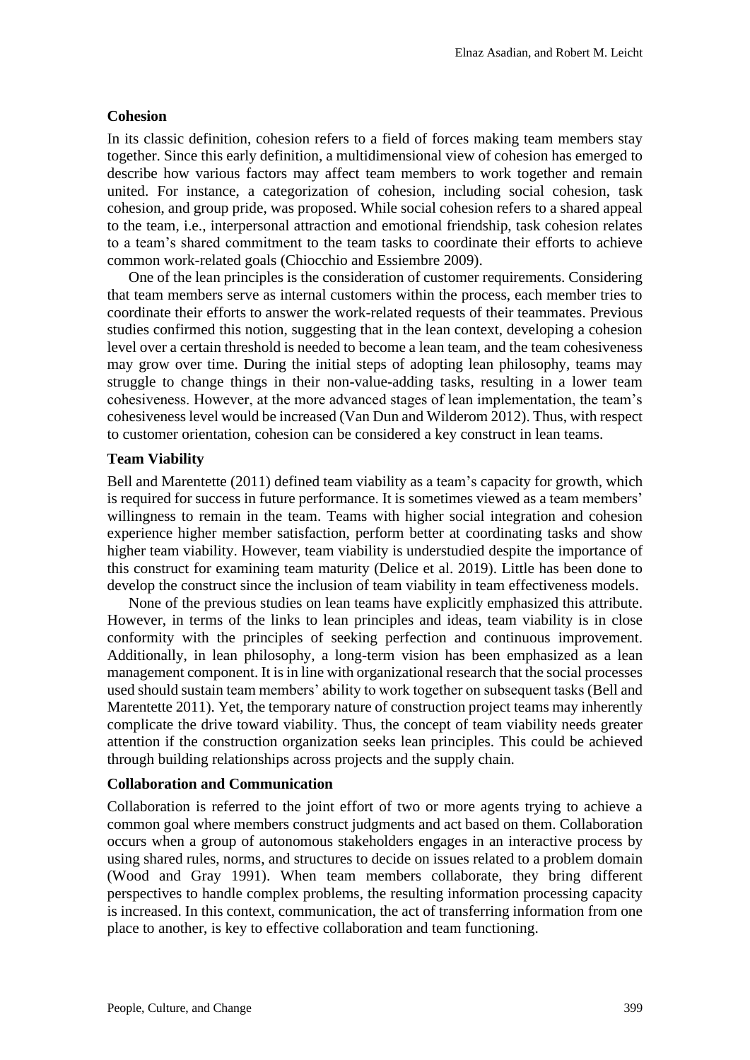### Cohesion

In its classic definition, cohesion refers to a field of forces making team members stay together. Since this early definition, a multidimensional view of cohesion has emerged to describe how various factors may affect team members to work together and remain united. For instance, a categorization of cohesion, including social cohesion, task cohesion, and group pride, was proposed. While social cohesion refers to a shared appeal to the team, i.e., interpersonal attraction and emotional friendship, task cohesion relates to a team's shared commitment to the team tasks to coordinate their efforts to achieve common work-related goals (Chiocchio and Essiembre 2009).

One of the lean principles is the consideration of customer requirements. Considering that team members serve as internal customers within the process, each member tries to coordinate their efforts to answer the work-related requests of their teammates. Previous studies confirmed this notion, suggesting that in the lean context, developing a cohesion level over a certain threshold is needed to become a lean team, and the team cohesiveness may grow over time. During the initial steps of adopting lean philosophy, teams may struggle to change things in their non-value-adding tasks, resulting in a lower team cohesiveness. However, at the more advanced stages of lean implementation, the team's cohesiveness level would be increased (Van Dun and Wilderom 2012). Thus, with respect to customer orientation, cohesion can be considered a key construct in lean teams.

### Team Viability

Bell and Marentette (2011) defined team viability as a team's capacity for growth, which is required for success in future performance. It is sometimes viewed as a team members' willingness to remain in the team. Teams with higher social integration and cohesion experience higher member satisfaction, perform better at coordinating tasks and show higher team viability. However, team viability is understudied despite the importance of this construct for examining team maturity (Delice et al. 2019). Little has been done to develop the construct since the inclusion of team viability in team effectiveness models.

None of the previous studies on lean teams have explicitly emphasized this attribute. However, in terms of the links to lean principles and ideas, team viability is in close conformity with the principles of seeking perfection and continuous improvement. Additionally, in lean philosophy, a long-term vision has been emphasized as a lean management component. It is in line with organizational research that the social processes used should sustain team members' ability to work together on subsequent tasks (Bell and Marentette 2011). Yet, the temporary nature of construction project teams may inherently complicate the drive toward viability. Thus, the concept of team viability needs greater attention if the construction organization seeks lean principles. This could be achieved through building relationships across projects and the supply chain.

### Collaboration and Communication

Collaboration is referred to the joint effort of two or more agents trying to achieve a common goal where members construct judgments and act based on them. Collaboration occurs when a group of autonomous stakeholders engages in an interactive process by using shared rules, norms, and structures to decide on issues related to a problem domain (Wood and Gray 1991). When team members collaborate, they bring different perspectives to handle complex problems, the resulting information processing capacity is increased. In this context, communication, the act of transferring information from one place to another, is key to effective collaboration and team functioning.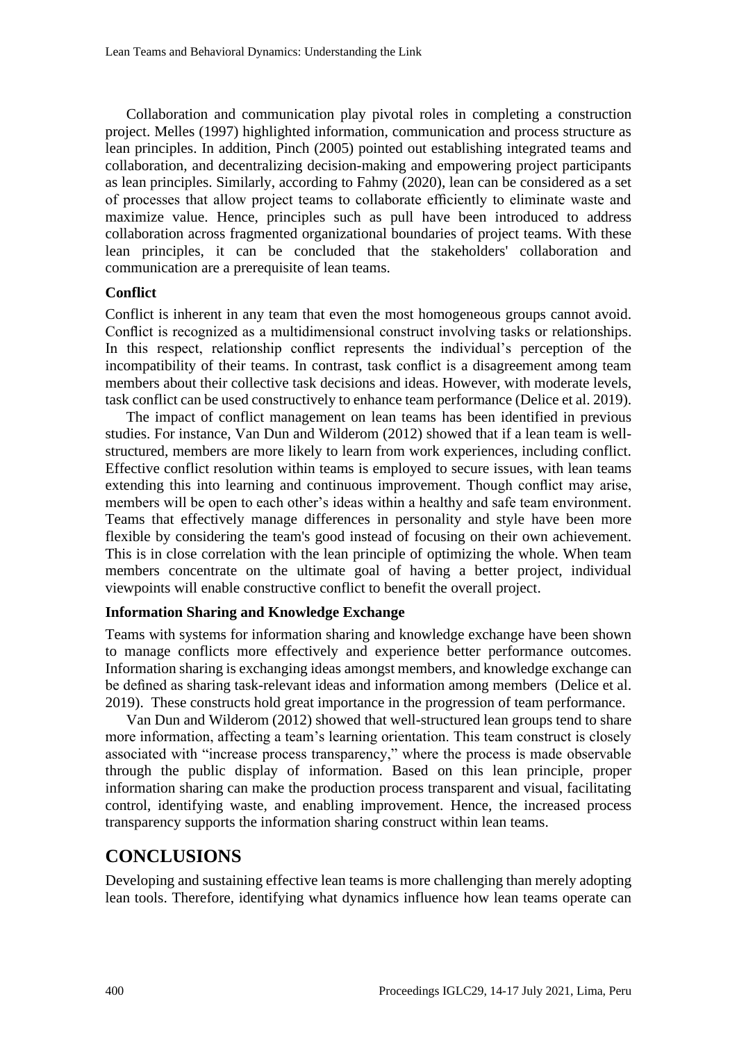Collaboration and communication play pivotal roles in completing a construction project. Melles (1997) highlighted information, communication and process structure as lean principles. In addition, Pinch (2005) pointed out establishing integrated teams and collaboration, and decentralizing decision-making and empowering project participants as lean principles. Similarly, according to Fahmy (2020), lean can be considered as a set of processes that allow project teams to collaborate efficiently to eliminate waste and maximize value. Hence, principles such as pull have been introduced to address collaboration across fragmented organizational boundaries of project teams. With these lean principles, it can be concluded that the stakeholders' collaboration and communication are a prerequisite of lean teams.

### Conflict

Conflict is inherent in any team that even the most homogeneous groups cannot avoid. Conflict is recognized as a multidimensional construct involving tasks or relationships. In this respect, relationship conflict represents the individual's perception of the incompatibility of their teams. In contrast, task conflict is a disagreement among team members about their collective task decisions and ideas. However, with moderate levels, task conflict can be used constructively to enhance team performance (Delice et al. 2019).

The impact of conflict management on lean teams has been identified in previous studies. For instance, Van Dun and Wilderom (2012) showed that if a lean team is well-structured, members are more likely to learn from work experiences, including conflict. Effective conflict resolution within teams is employed to secure issues, with lean teams extending this into learning and continuous improvement. Though conflict may arise, members will be open to each other's ideas within a healthy and safe team environment. Teams that effectively manage differences in personality and style have been more flexible by considering the team's good instead of focusing on their own achievement. This is in close correlation with the lean principle of optimizing the whole. When team members concentrate on the ultimate goal of having a better project, individual viewpoints will enable constructive conflict to benefit the overall project.

### Information Sharing and Knowledge Exchange

Teams with systems for information sharing and knowledge exchange have been shown to manage conflicts more effectively and experience better performance outcomes. Information sharing is exchanging ideas amongst members, and knowledge exchange can be defined as sharing task-relevant ideas and information among members (Delice et al. 2019). These constructs hold great importance in the progression of team performance.

Van Dun and Wilderom (2012) showed that well-structured lean groups tend to share more information, affecting a team's learning orientation. This team construct is closely associated with "increase process transparency," where the process is made observable through the public display of information. Based on this lean principle, proper information sharing can make the production process transparent and visual, facilitating control, identifying waste, and enabling improvement. Hence, the increased process transparency supports the information sharing construct within lean teams.

## CONCLUSIONS

Developing and sustaining effective lean teams is more challenging than merely adopting lean tools. Therefore, identifying what dynamics influence how lean teams operate can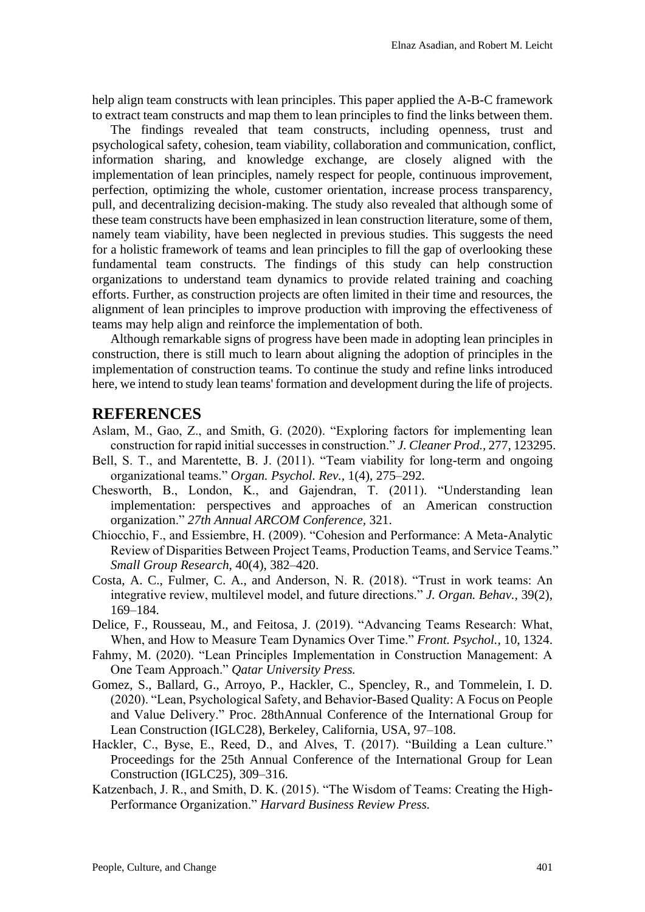help align team constructs with lean principles. This paper applied the A-B-C framework to extract team constructs and map them to lean principles to find the links between them.

The findings revealed that team constructs, including openness, trust and psychological safety, cohesion, team viability, collaboration and communication, conflict, information sharing, and knowledge exchange, are closely aligned with the implementation of lean principles, namely respect for people, continuous improvement, perfection, optimizing the whole, customer orientation, increase process transparency, pull, and decentralizing decision-making. The study also revealed that although some of these team constructs have been emphasized in lean construction literature, some of them, namely team viability, have been neglected in previous studies. This suggests the need for a holistic framework of teams and lean principles to fill the gap of overlooking these fundamental team constructs. The findings of this study can help construction organizations to understand team dynamics to provide related training and coaching efforts. Further, as construction projects are often limited in their time and resources, the alignment of lean principles to improve production with improving the effectiveness of teams may help align and reinforce the implementation of both.

Although remarkable signs of progress have been made in adopting lean principles in construction, there is still much to learn about aligning the adoption of principles in the implementation of construction teams. To continue the study and refine links introduced here, we intend to study lean teams' formation and development during the life of projects.

## REFERENCES

Aslam, M., Gao, Z., and Smith, G. (2020). "Exploring factors for implementing lean construction for rapid initial successes in construction." *J. Cleaner Prod.*, 277, 123295.

Bell, S. T., and Marentette, B. J. (2011). "Team viability for long-term and ongoing organizational teams." *Organ. Psychol. Rev.*, 1(4), 275–292.

Chesworth, B., London, K., and Gajendran, T. (2011). "Understanding lean implementation: perspectives and approaches of an American construction organization." *27th Annual ARCOM Conference*, 321.

Chiocchio, F., and Essiembre, H. (2009). "Cohesion and Performance: A Meta-Analytic Review of Disparities Between Project Teams, Production Teams, and Service Teams." *Small Group Research*, 40(4), 382–420.

Costa, A. C., Fulmer, C. A., and Anderson, N. R. (2018). "Trust in work teams: An integrative review, multilevel model, and future directions." *J. Organ. Behav.*, 39(2), 169–184.

Delice, F., Rousseau, M., and Feitosa, J. (2019). "Advancing Teams Research: What, When, and How to Measure Team Dynamics Over Time." *Front. Psychol.*, 10, 1324.

Fahmy, M. (2020). "Lean Principles Implementation in Construction Management: A One Team Approach." *Qatar University Press.*

Gomez, S., Ballard, G., Arroyo, P., Hackler, C., Spencley, R., and Tommelein, I. D. (2020). "Lean, Psychological Safety, and Behavior-Based Quality: A Focus on People and Value Delivery." Proc. 28thAnnual Conference of the International Group for Lean Construction (IGLC28), Berkeley, California, USA, 97–108.

Hackler, C., Byse, E., Reed, D., and Alves, T. (2017). "Building a Lean culture." Proceedings for the 25th Annual Conference of the International Group for Lean Construction (IGLC25), 309–316.

Katzenbach, J. R., and Smith, D. K. (2015). "The Wisdom of Teams: Creating the High-Performance Organization." *Harvard Business Review Press.*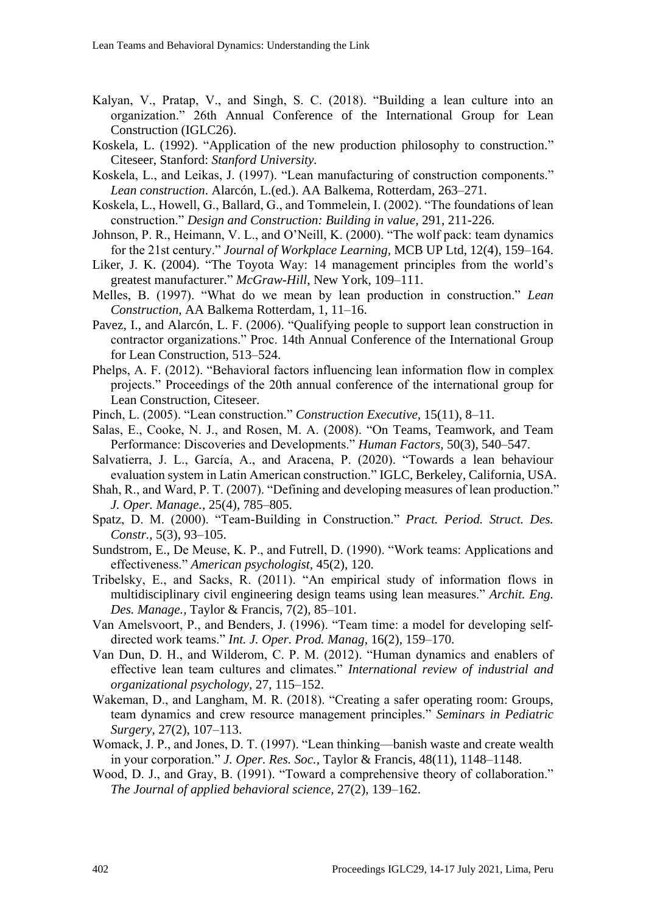Kalyan, V., Pratap, V., and Singh, S. C. (2018). "Building a lean culture into an organization." 26th Annual Conference of the International Group for Lean Construction (IGLC26).

Koskela, L. (1992). "Application of the new production philosophy to construction." Citeseer, Stanford: *Stanford University.*

Koskela, L., and Leikas, J. (1997). "Lean manufacturing of construction components." *Lean construction*. Alarcón, L.(ed.). AA Balkema, Rotterdam, 263–271.

Koskela, L., Howell, G., Ballard, G., and Tommelein, I. (2002). "The foundations of lean construction." *Design and Construction: Building in value,* 291, 211-226.

Johnson, P. R., Heimann, V. L., and O'Neill, K. (2000). "The wolf pack: team dynamics for the 21st century." *Journal of Workplace Learning*, MCB UP Ltd, 12(4), 159–164.

Liker, J. K. (2004). "The Toyota Way: 14 management principles from the world's greatest manufacturer." *McGraw-Hill*, New York, 109–111.

Melles, B. (1997). "What do we mean by lean production in construction." *Lean Construction*, AA Balkema Rotterdam, 1, 11–16.

Pavez, I., and Alarcón, L. F. (2006). "Qualifying people to support lean construction in contractor organizations." Proc. 14th Annual Conference of the International Group for Lean Construction, 513–524.

Phelps, A. F. (2012). "Behavioral factors influencing lean information flow in complex projects." Proceedings of the 20th annual conference of the international group for Lean Construction, Citeseer.

Pinch, L. (2005). "Lean construction." *Construction Executive*, 15(11), 8–11.

Salas, E., Cooke, N. J., and Rosen, M. A. (2008). "On Teams, Teamwork, and Team Performance: Discoveries and Developments." *Human Factors*, 50(3), 540–547.

Salvatierra, J. L., García, A., and Aracena, P. (2020). "Towards a lean behaviour evaluation system in Latin American construction." IGLC, Berkeley, California, USA.

Shah, R., and Ward, P. T. (2007). "Defining and developing measures of lean production." *J. Oper. Manage.*, 25(4), 785–805.

Spatz, D. M. (2000). "Team-Building in Construction." *Pract. Period. Struct. Des. Constr.*, 5(3), 93–105.

Sundstrom, E., De Meuse, K. P., and Futrell, D. (1990). "Work teams: Applications and effectiveness." *American psychologist*, 45(2), 120.

Tribelsky, E., and Sacks, R. (2011). "An empirical study of information flows in multidisciplinary civil engineering design teams using lean measures." *Archit. Eng. Des. Manage.*, Taylor & Francis, 7(2), 85–101.

Van Amelsvoort, P., and Benders, J. (1996). "Team time: a model for developing self-directed work teams." *Int. J. Oper. Prod. Manag*, 16(2), 159–170.

Van Dun, D. H., and Wilderom, C. P. M. (2012). "Human dynamics and enablers of effective lean team cultures and climates." *International review of industrial and organizational psychology*, 27, 115–152.

Wakeman, D., and Langham, M. R. (2018). "Creating a safer operating room: Groups, team dynamics and crew resource management principles." *Seminars in Pediatric Surgery*, 27(2), 107–113.

Womack, J. P., and Jones, D. T. (1997). "Lean thinking—banish waste and create wealth in your corporation." *J. Oper. Res. Soc.*, Taylor & Francis, 48(11), 1148–1148.

Wood, D. J., and Gray, B. (1991). "Toward a comprehensive theory of collaboration." *The Journal of applied behavioral science*, 27(2), 139–162.